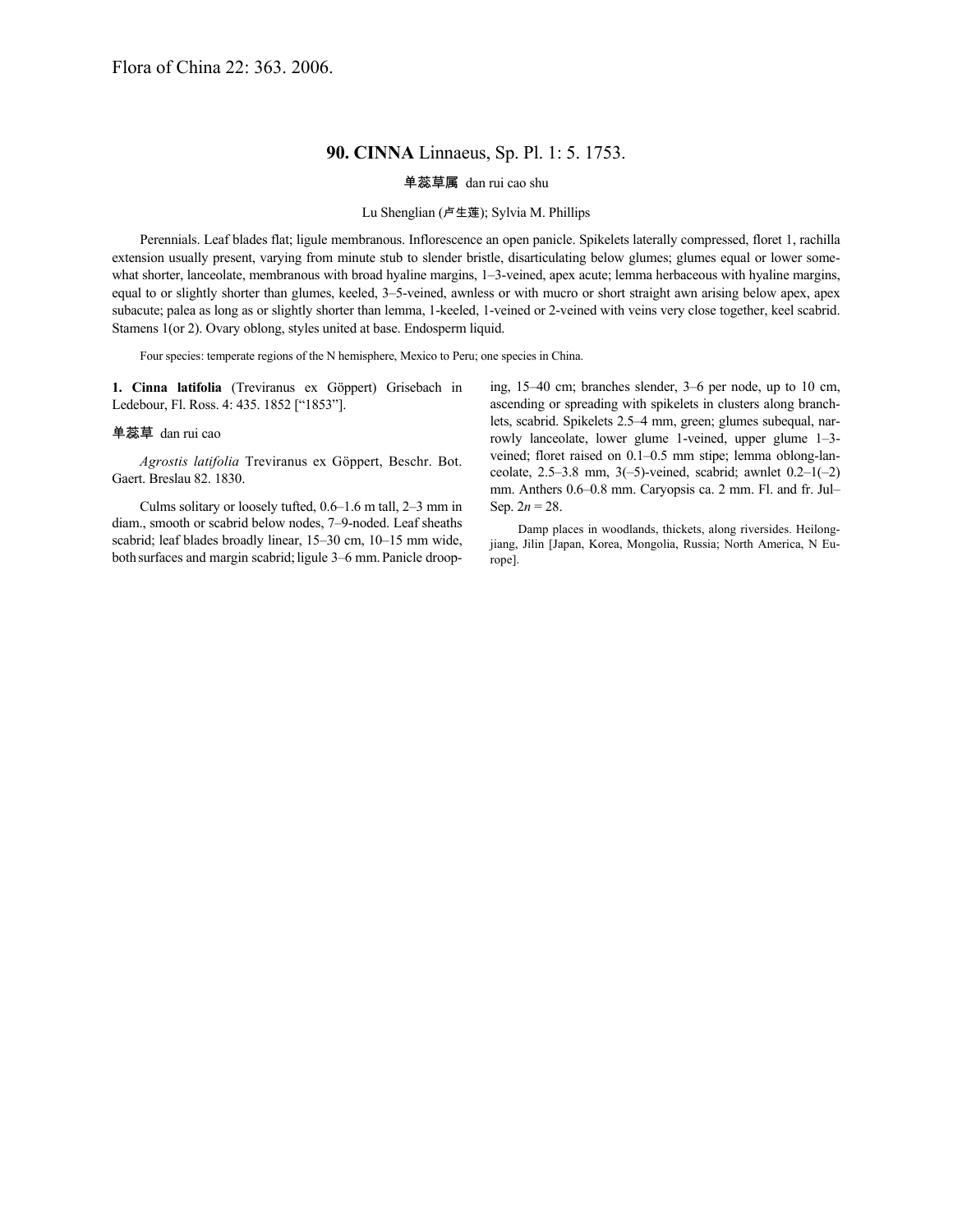Flora of China 22: 363. 2006.

# 90. CINNA Linnaeus, Sp. Pl. 1: 5. 1753.

单蕊草属 dan rui cao shu

Lu Shenglian (卢生莲); Sylvia M. Phillips

Perennials. Leaf blades flat; ligule membranous. Inflorescence an open panicle. Spikelets laterally compressed, floret 1, rachilla extension usually present, varying from minute stub to slender bristle, disarticulating below glumes; glumes equal or lower somewhat shorter, lanceolate, membranous with broad hyaline margins, 1–3-veined, apex acute; lemma herbaceous with hyaline margins, equal to or slightly shorter than glumes, keeled, 3–5-veined, awnless or with mucro or short straight awn arising below apex, apex subacute; palea as long as or slightly shorter than lemma, 1-keeled, 1-veined or 2-veined with veins very close together, keel scabrid. Stamens 1(or 2). Ovary oblong, styles united at base. Endosperm liquid.

Four species: temperate regions of the N hemisphere, Mexico to Peru; one species in China.

**1. Cinna latifolia** (Treviranus ex Göppert) Grisebach in Ledebour, Fl. Ross. 4: 435. 1852 ["1853"].

单蕊草 dan rui cao

*Agrostis latifolia* Treviranus ex Göppert, Beschr. Bot. Gaert. Breslau 82. 1830.

Culms solitary or loosely tufted, 0.6–1.6 m tall, 2–3 mm in diam., smooth or scabrid below nodes, 7–9-noded. Leaf sheaths scabrid; leaf blades broadly linear, 15–30 cm, 10–15 mm wide, both surfaces and margin scabrid; ligule 3–6 mm. Panicle drooping, 15–40 cm; branches slender, 3–6 per node, up to 10 cm, ascending or spreading with spikelets in clusters along branchlets, scabrid. Spikelets 2.5–4 mm, green; glumes subequal, narrowly lanceolate, lower glume 1-veined, upper glume 1–3-veined; floret raised on 0.1–0.5 mm stipe; lemma oblong-lanceolate, 2.5–3.8 mm, 3(–5)-veined, scabrid; awnlet 0.2–1(–2) mm. Anthers 0.6–0.8 mm. Caryopsis ca. 2 mm. Fl. and fr. Jul–Sep. $2n = 28$.

Damp places in woodlands, thickets, along riversides. Heilongjiang, Jilin [Japan, Korea, Mongolia, Russia; North America, N Europe].